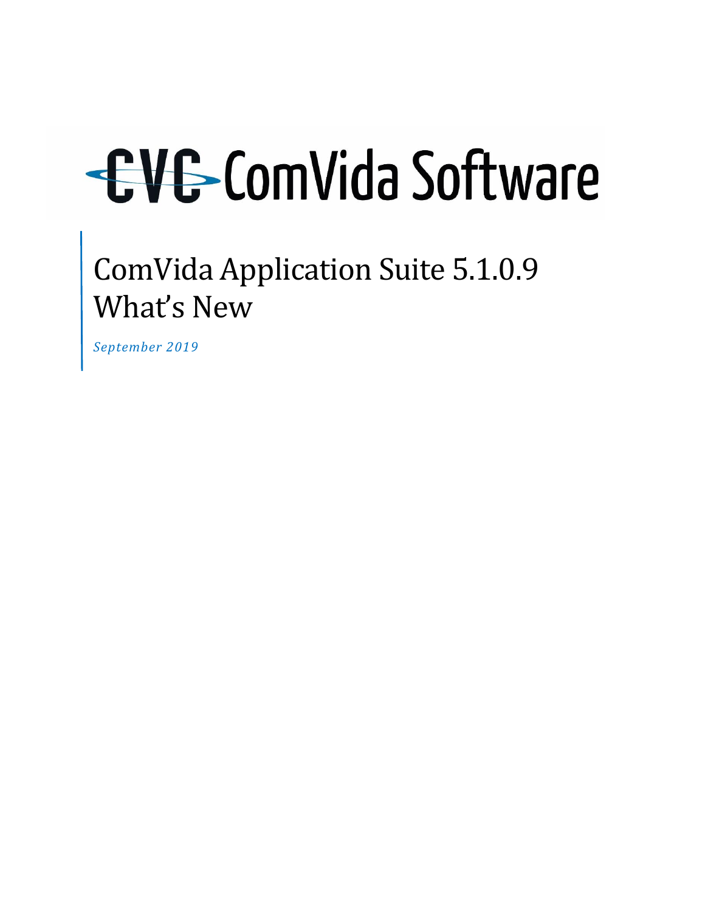# CVC ComVida Software

# ComVida Application Suite 5.1.0.9 What's New

*September 2019*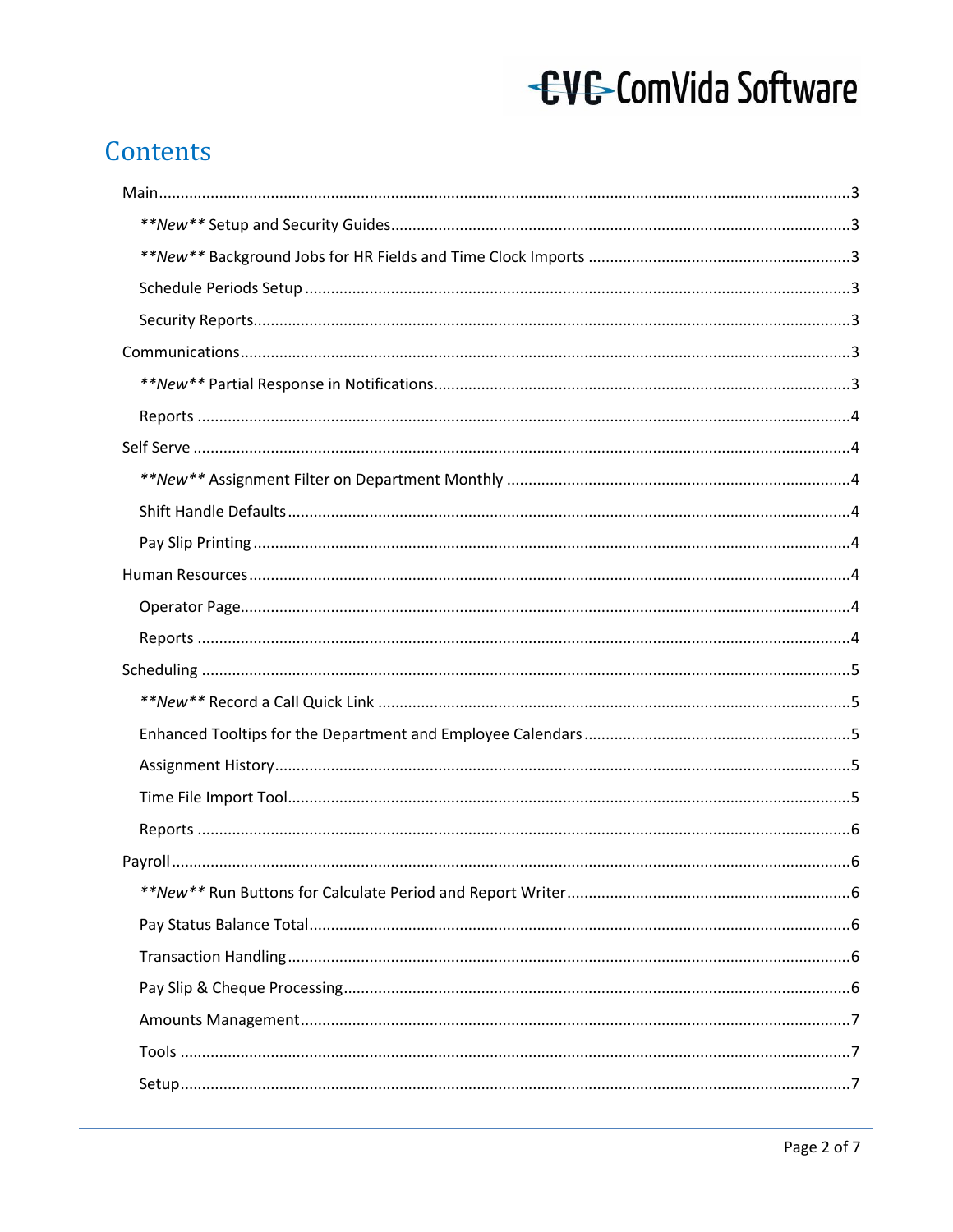# Contents

- Main ... 3
  - *\*\*New\*\** Setup and Security Guides ... 3
  - *\*\*New\*\** Background Jobs for HR Fields and Time Clock Imports ... 3
  - Schedule Periods Setup ... 3
  - Security Reports ... 3
- Communications ... 3
  - *\*\*New\*\** Partial Response in Notifications ... 3
  - Reports ... 4
- Self Serve ... 4
  - *\*\*New\*\** Assignment Filter on Department Monthly ... 4
  - Shift Handle Defaults ... 4
  - Pay Slip Printing ... 4
- Human Resources ... 4
  - Operator Page ... 4
  - Reports ... 4
- Scheduling ... 5
  - *\*\*New\*\** Record a Call Quick Link ... 5
  - Enhanced Tooltips for the Department and Employee Calendars ... 5
  - Assignment History ... 5
  - Time File Import Tool ... 5
  - Reports ... 6
- Payroll ... 6
  - *\*\*New\*\** Run Buttons for Calculate Period and Report Writer ... 6
  - Pay Status Balance Total ... 6
  - Transaction Handling ... 6
  - Pay Slip & Cheque Processing ... 6
  - Amounts Management ... 7
  - Tools ... 7
  - Setup ... 7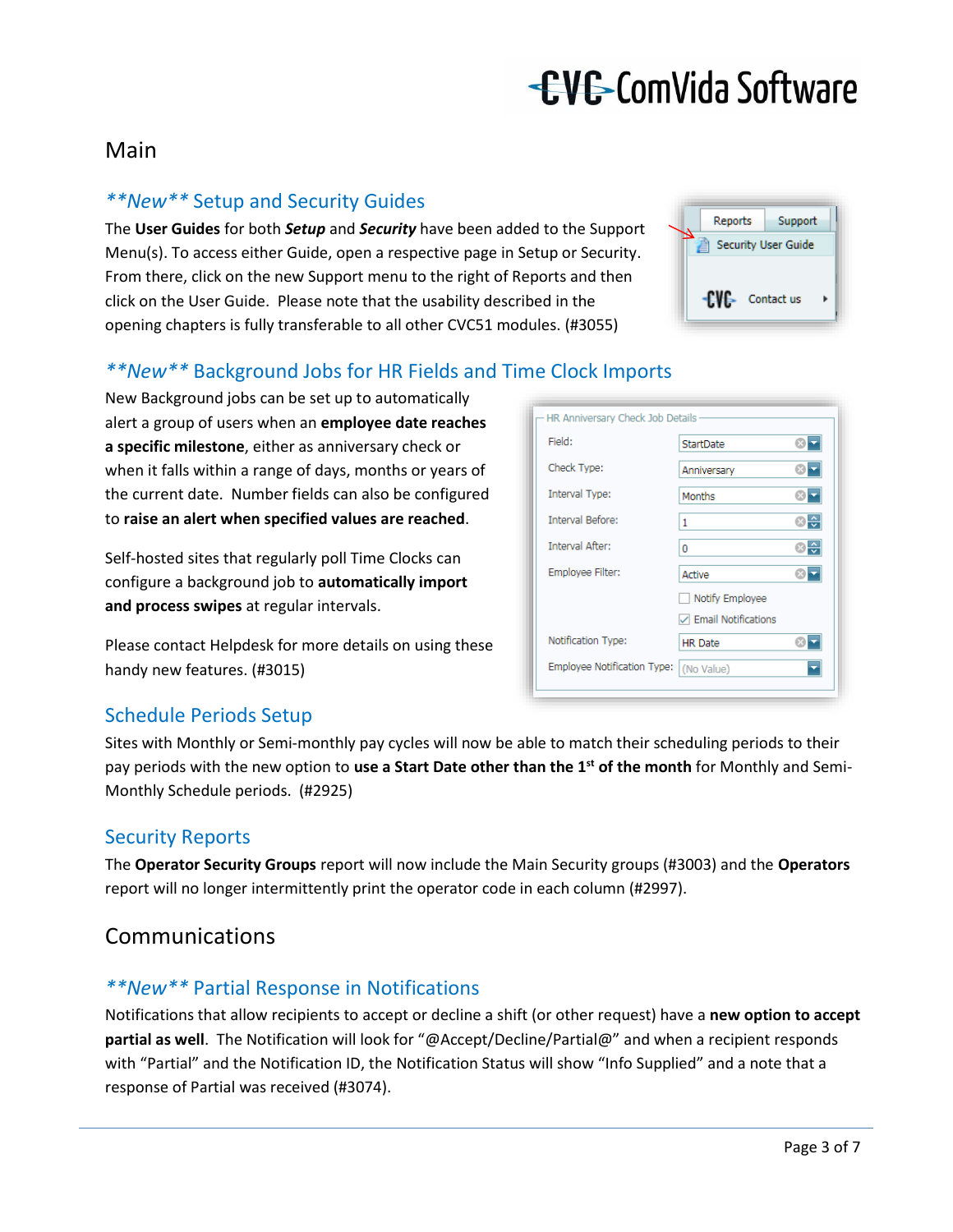## Main

### ***New*** Setup and Security Guides

The **User Guides** for both ***Setup*** and ***Security*** have been added to the Support Menu(s). To access either Guide, open a respective page in Setup or Security. From there, click on the new Support menu to the right of Reports and then click on the User Guide. Please note that the usability described in the opening chapters is fully transferable to all other CVC51 modules. (#3055)

### ***New*** Background Jobs for HR Fields and Time Clock Imports

New Background jobs can be set up to automatically alert a group of users when an **employee date reaches a specific milestone**, either as anniversary check or when it falls within a range of days, months or years of the current date. Number fields can also be configured to **raise an alert when specified values are reached**.

Self-hosted sites that regularly poll Time Clocks can configure a background job to **automatically import and process swipes** at regular intervals.

Please contact Helpdesk for more details on using these handy new features. (#3015)

### Schedule Periods Setup

Sites with Monthly or Semi-monthly pay cycles will now be able to match their scheduling periods to their pay periods with the new option to **use a Start Date other than the 1st of the month** for Monthly and Semi-Monthly Schedule periods. (#2925)

### Security Reports

The **Operator Security Groups** report will now include the Main Security groups (#3003) and the **Operators** report will no longer intermittently print the operator code in each column (#2997).

## Communications

### ***New*** Partial Response in Notifications

Notifications that allow recipients to accept or decline a shift (or other request) have a **new option to accept partial as well**. The Notification will look for "@Accept/Decline/Partial@" and when a recipient responds with "Partial" and the Notification ID, the Notification Status will show "Info Supplied" and a note that a response of Partial was received (#3074).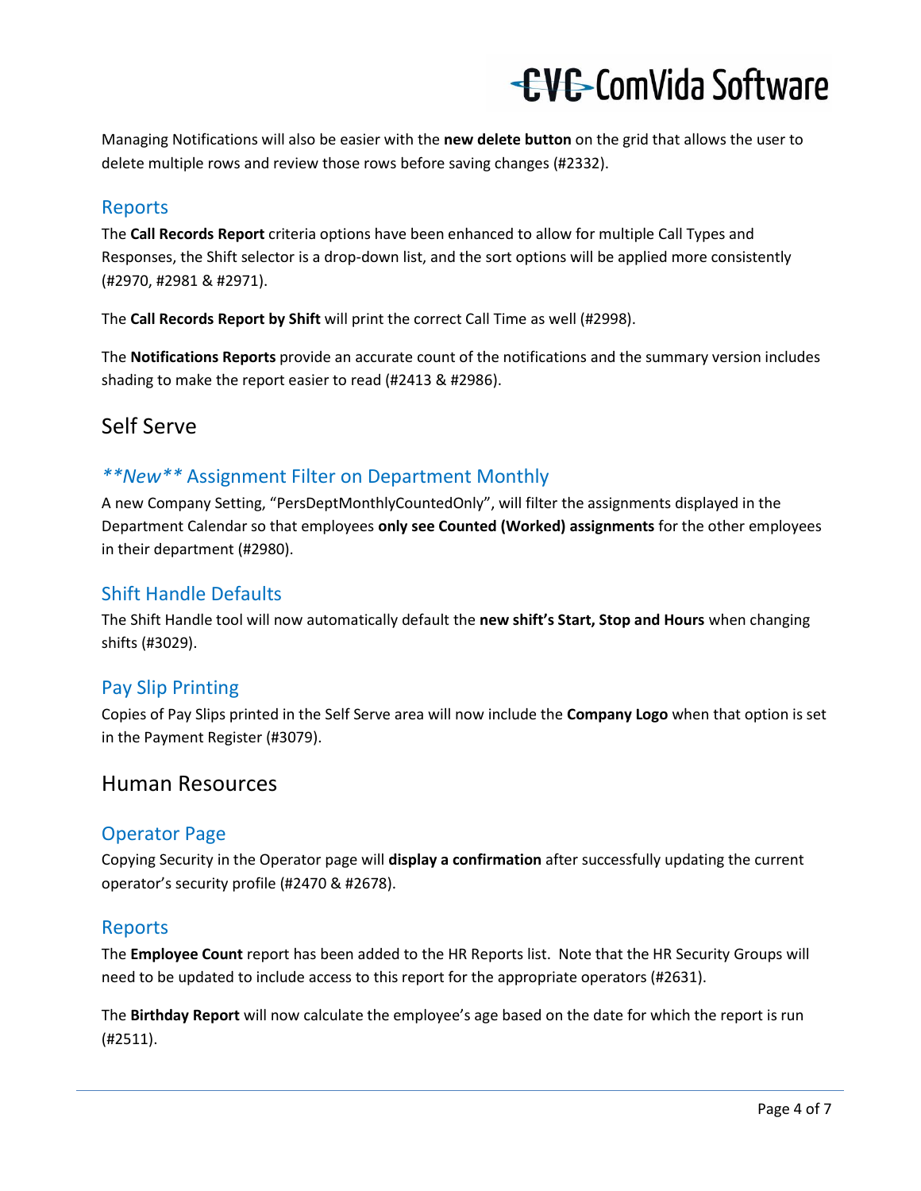Managing Notifications will also be easier with the **new delete button** on the grid that allows the user to delete multiple rows and review those rows before saving changes (#2332).

### Reports

The **Call Records Report** criteria options have been enhanced to allow for multiple Call Types and Responses, the Shift selector is a drop-down list, and the sort options will be applied more consistently (#2970, #2981 & #2971).

The **Call Records Report by Shift** will print the correct Call Time as well (#2998).

The **Notifications Reports** provide an accurate count of the notifications and the summary version includes shading to make the report easier to read (#2413 & #2986).

## Self Serve

### *\*\*New\*\** Assignment Filter on Department Monthly

A new Company Setting, "PersDeptMonthlyCountedOnly", will filter the assignments displayed in the Department Calendar so that employees **only see Counted (Worked) assignments** for the other employees in their department (#2980).

### Shift Handle Defaults

The Shift Handle tool will now automatically default the **new shift's Start, Stop and Hours** when changing shifts (#3029).

### Pay Slip Printing

Copies of Pay Slips printed in the Self Serve area will now include the **Company Logo** when that option is set in the Payment Register (#3079).

## Human Resources

### Operator Page

Copying Security in the Operator page will **display a confirmation** after successfully updating the current operator's security profile (#2470 & #2678).

### Reports

The **Employee Count** report has been added to the HR Reports list. Note that the HR Security Groups will need to be updated to include access to this report for the appropriate operators (#2631).

The **Birthday Report** will now calculate the employee's age based on the date for which the report is run (#2511).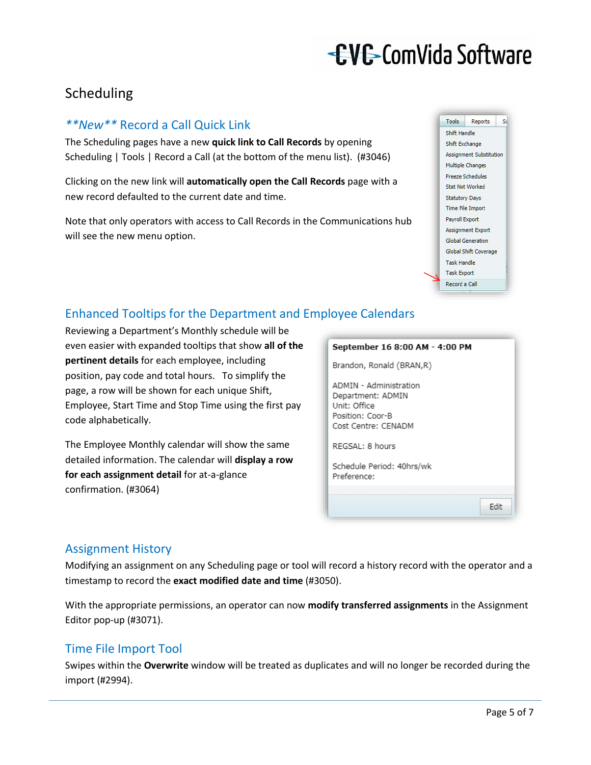# Scheduling

## *\*\*New\*\** Record a Call Quick Link

The Scheduling pages have a new **quick link to Call Records** by opening Scheduling | Tools | Record a Call (at the bottom of the menu list). (#3046)

Clicking on the new link will **automatically open the Call Records** page with a new record defaulted to the current date and time.

Note that only operators with access to Call Records in the Communications hub will see the new menu option.

## Enhanced Tooltips for the Department and Employee Calendars

Reviewing a Department's Monthly schedule will be even easier with expanded tooltips that show **all of the pertinent details** for each employee, including position, pay code and total hours. To simplify the page, a row will be shown for each unique Shift, Employee, Start Time and Stop Time using the first pay code alphabetically.

The Employee Monthly calendar will show the same detailed information. The calendar will **display a row for each assignment detail** for at-a-glance confirmation. (#3064)

## Assignment History

Modifying an assignment on any Scheduling page or tool will record a history record with the operator and a timestamp to record the **exact modified date and time** (#3050).

With the appropriate permissions, an operator can now **modify transferred assignments** in the Assignment Editor pop-up (#3071).

## Time File Import Tool

Swipes within the **Overwrite** window will be treated as duplicates and will no longer be recorded during the import (#2994).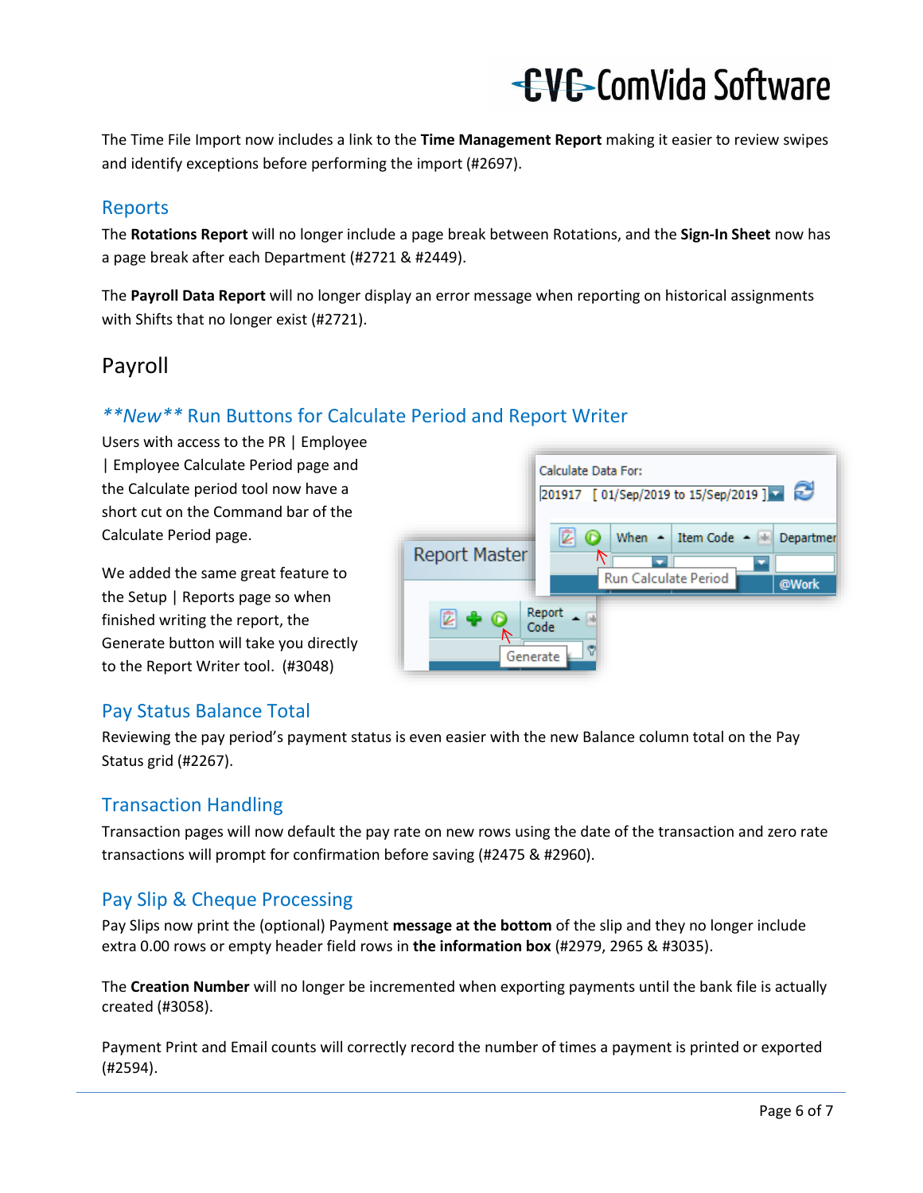The Time File Import now includes a link to the **Time Management Report** making it easier to review swipes and identify exceptions before performing the import (#2697).

## Reports

The **Rotations Report** will no longer include a page break between Rotations, and the **Sign-In Sheet** now has a page break after each Department (#2721 & #2449).

The **Payroll Data Report** will no longer display an error message when reporting on historical assignments with Shifts that no longer exist (#2721).

# Payroll

## *\*\*New\*\** Run Buttons for Calculate Period and Report Writer

Users with access to the PR | Employee | Employee Calculate Period page and the Calculate period tool now have a short cut on the Command bar of the Calculate Period page.

We added the same great feature to the Setup | Reports page so when finished writing the report, the Generate button will take you directly to the Report Writer tool. (#3048)

## Pay Status Balance Total

Reviewing the pay period's payment status is even easier with the new Balance column total on the Pay Status grid (#2267).

## Transaction Handling

Transaction pages will now default the pay rate on new rows using the date of the transaction and zero rate transactions will prompt for confirmation before saving (#2475 & #2960).

## Pay Slip & Cheque Processing

Pay Slips now print the (optional) Payment **message at the bottom** of the slip and they no longer include extra 0.00 rows or empty header field rows in **the information box** (#2979, 2965 & #3035).

The **Creation Number** will no longer be incremented when exporting payments until the bank file is actually created (#3058).

Payment Print and Email counts will correctly record the number of times a payment is printed or exported (#2594).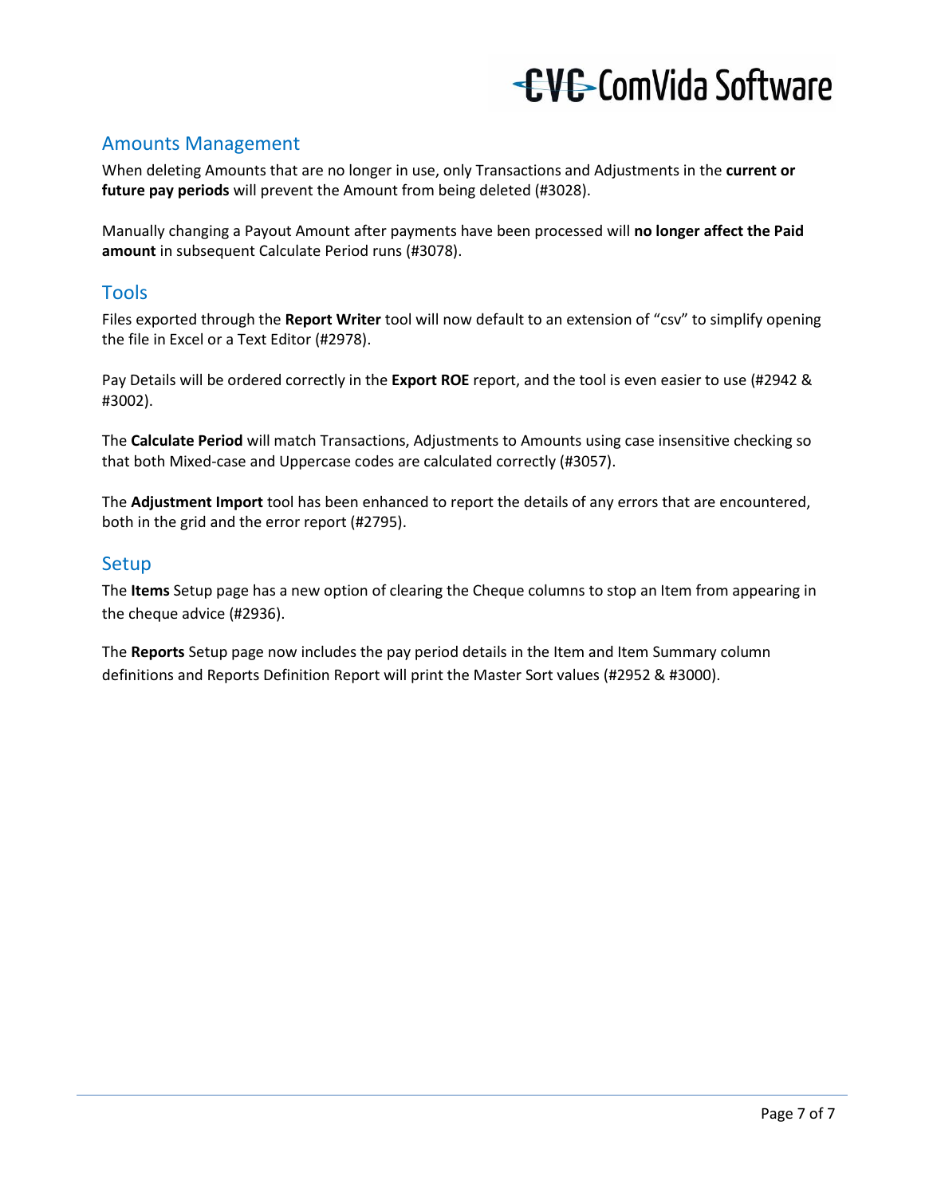## Amounts Management

When deleting Amounts that are no longer in use, only Transactions and Adjustments in the **current or future pay periods** will prevent the Amount from being deleted (#3028).

Manually changing a Payout Amount after payments have been processed will **no longer affect the Paid amount** in subsequent Calculate Period runs (#3078).

## Tools

Files exported through the **Report Writer** tool will now default to an extension of "csv" to simplify opening the file in Excel or a Text Editor (#2978).

Pay Details will be ordered correctly in the **Export ROE** report, and the tool is even easier to use (#2942 & #3002).

The **Calculate Period** will match Transactions, Adjustments to Amounts using case insensitive checking so that both Mixed-case and Uppercase codes are calculated correctly (#3057).

The **Adjustment Import** tool has been enhanced to report the details of any errors that are encountered, both in the grid and the error report (#2795).

## Setup

The **Items** Setup page has a new option of clearing the Cheque columns to stop an Item from appearing in the cheque advice (#2936).

The **Reports** Setup page now includes the pay period details in the Item and Item Summary column definitions and Reports Definition Report will print the Master Sort values (#2952 & #3000).